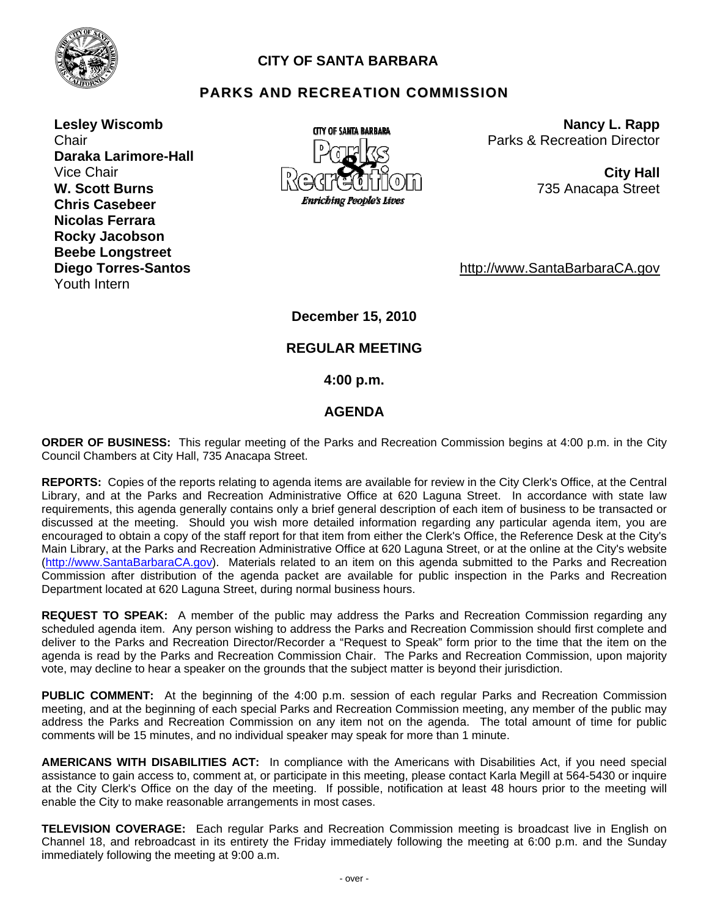# CITY OF SANTA BARBARA

## PARKS AND RECREATION COMMISSION

**Lesley Wiscomb**
Chair
**Daraka Larimore-Hall**
Vice Chair
**W. Scott Burns**
**Chris Casebeer**
**Nicolas Ferrara**
**Rocky Jacobson**
**Beebe Longstreet**
**Diego Torres-Santos**
Youth Intern

**Nancy L. Rapp**
Parks & Recreation Director

**City Hall**
735 Anacapa Street

http://www.SantaBarbaraCA.gov

**December 15, 2010**

**REGULAR MEETING**

**4:00 p.m.**

**AGENDA**

**ORDER OF BUSINESS:** This regular meeting of the Parks and Recreation Commission begins at 4:00 p.m. in the City Council Chambers at City Hall, 735 Anacapa Street.

**REPORTS:** Copies of the reports relating to agenda items are available for review in the City Clerk's Office, at the Central Library, and at the Parks and Recreation Administrative Office at 620 Laguna Street. In accordance with state law requirements, this agenda generally contains only a brief general description of each item of business to be transacted or discussed at the meeting. Should you wish more detailed information regarding any particular agenda item, you are encouraged to obtain a copy of the staff report for that item from either the Clerk's Office, the Reference Desk at the City's Main Library, at the Parks and Recreation Administrative Office at 620 Laguna Street, or at the online at the City's website (http://www.SantaBarbaraCA.gov). Materials related to an item on this agenda submitted to the Parks and Recreation Commission after distribution of the agenda packet are available for public inspection in the Parks and Recreation Department located at 620 Laguna Street, during normal business hours.

**REQUEST TO SPEAK:** A member of the public may address the Parks and Recreation Commission regarding any scheduled agenda item. Any person wishing to address the Parks and Recreation Commission should first complete and deliver to the Parks and Recreation Director/Recorder a "Request to Speak" form prior to the time that the item on the agenda is read by the Parks and Recreation Commission Chair. The Parks and Recreation Commission, upon majority vote, may decline to hear a speaker on the grounds that the subject matter is beyond their jurisdiction.

**PUBLIC COMMENT:** At the beginning of the 4:00 p.m. session of each regular Parks and Recreation Commission meeting, and at the beginning of each special Parks and Recreation Commission meeting, any member of the public may address the Parks and Recreation Commission on any item not on the agenda. The total amount of time for public comments will be 15 minutes, and no individual speaker may speak for more than 1 minute.

**AMERICANS WITH DISABILITIES ACT:** In compliance with the Americans with Disabilities Act, if you need special assistance to gain access to, comment at, or participate in this meeting, please contact Karla Megill at 564-5430 or inquire at the City Clerk's Office on the day of the meeting. If possible, notification at least 48 hours prior to the meeting will enable the City to make reasonable arrangements in most cases.

**TELEVISION COVERAGE:** Each regular Parks and Recreation Commission meeting is broadcast live in English on Channel 18, and rebroadcast in its entirety the Friday immediately following the meeting at 6:00 p.m. and the Sunday immediately following the meeting at 9:00 a.m.

- over -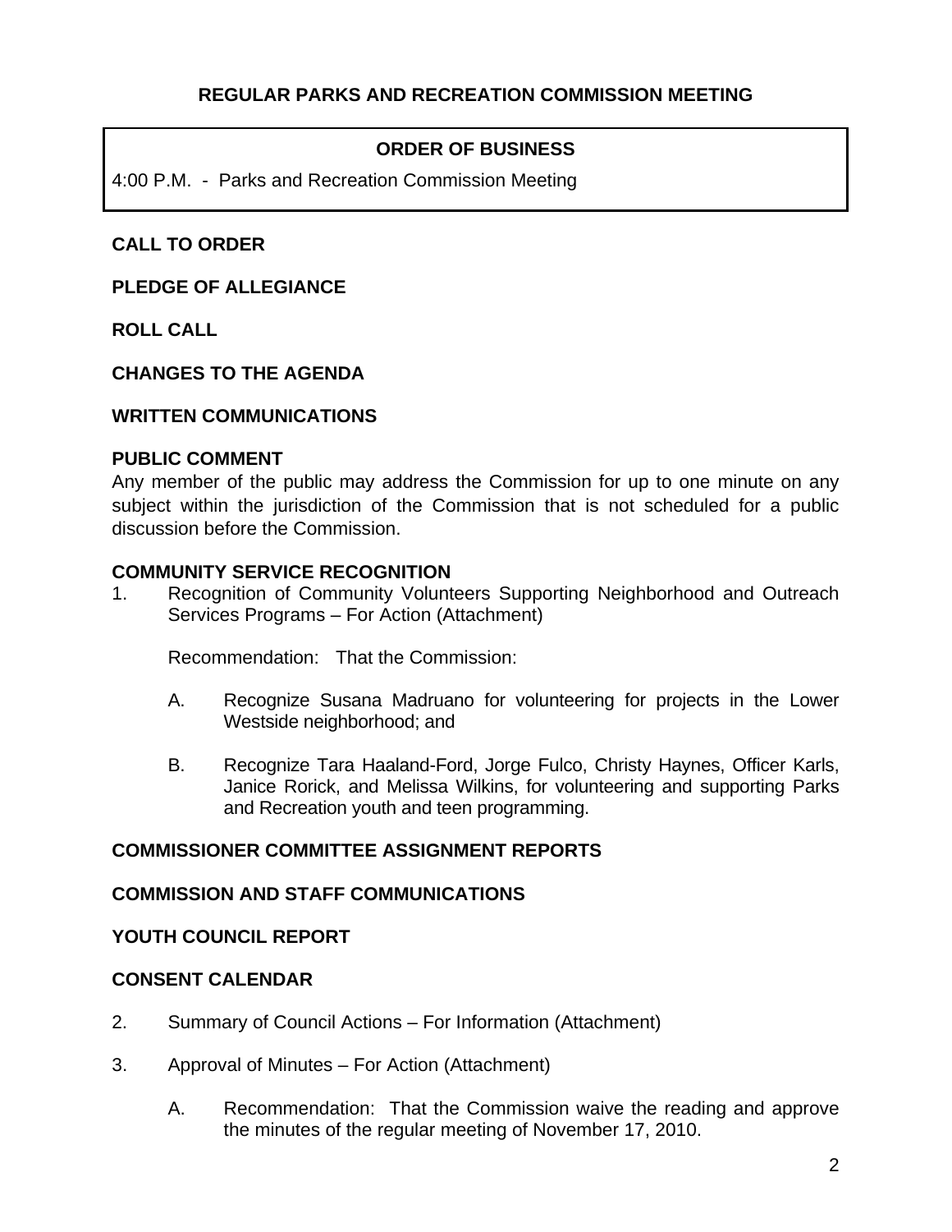## REGULAR PARKS AND RECREATION COMMISSION MEETING

### ORDER OF BUSINESS

4:00 P.M. - Parks and Recreation Commission Meeting

**CALL TO ORDER**

**PLEDGE OF ALLEGIANCE**

**ROLL CALL**

**CHANGES TO THE AGENDA**

**WRITTEN COMMUNICATIONS**

**PUBLIC COMMENT**

Any member of the public may address the Commission for up to one minute on any subject within the jurisdiction of the Commission that is not scheduled for a public discussion before the Commission.

**COMMUNITY SERVICE RECOGNITION**

1. Recognition of Community Volunteers Supporting Neighborhood and Outreach Services Programs – For Action (Attachment)

   Recommendation: That the Commission:

   A. Recognize Susana Madruano for volunteering for projects in the Lower Westside neighborhood; and

   B. Recognize Tara Haaland-Ford, Jorge Fulco, Christy Haynes, Officer Karls, Janice Rorick, and Melissa Wilkins, for volunteering and supporting Parks and Recreation youth and teen programming.

**COMMISSIONER COMMITTEE ASSIGNMENT REPORTS**

**COMMISSION AND STAFF COMMUNICATIONS**

**YOUTH COUNCIL REPORT**

**CONSENT CALENDAR**

2. Summary of Council Actions – For Information (Attachment)

3. Approval of Minutes – For Action (Attachment)

   A. Recommendation: That the Commission waive the reading and approve the minutes of the regular meeting of November 17, 2010.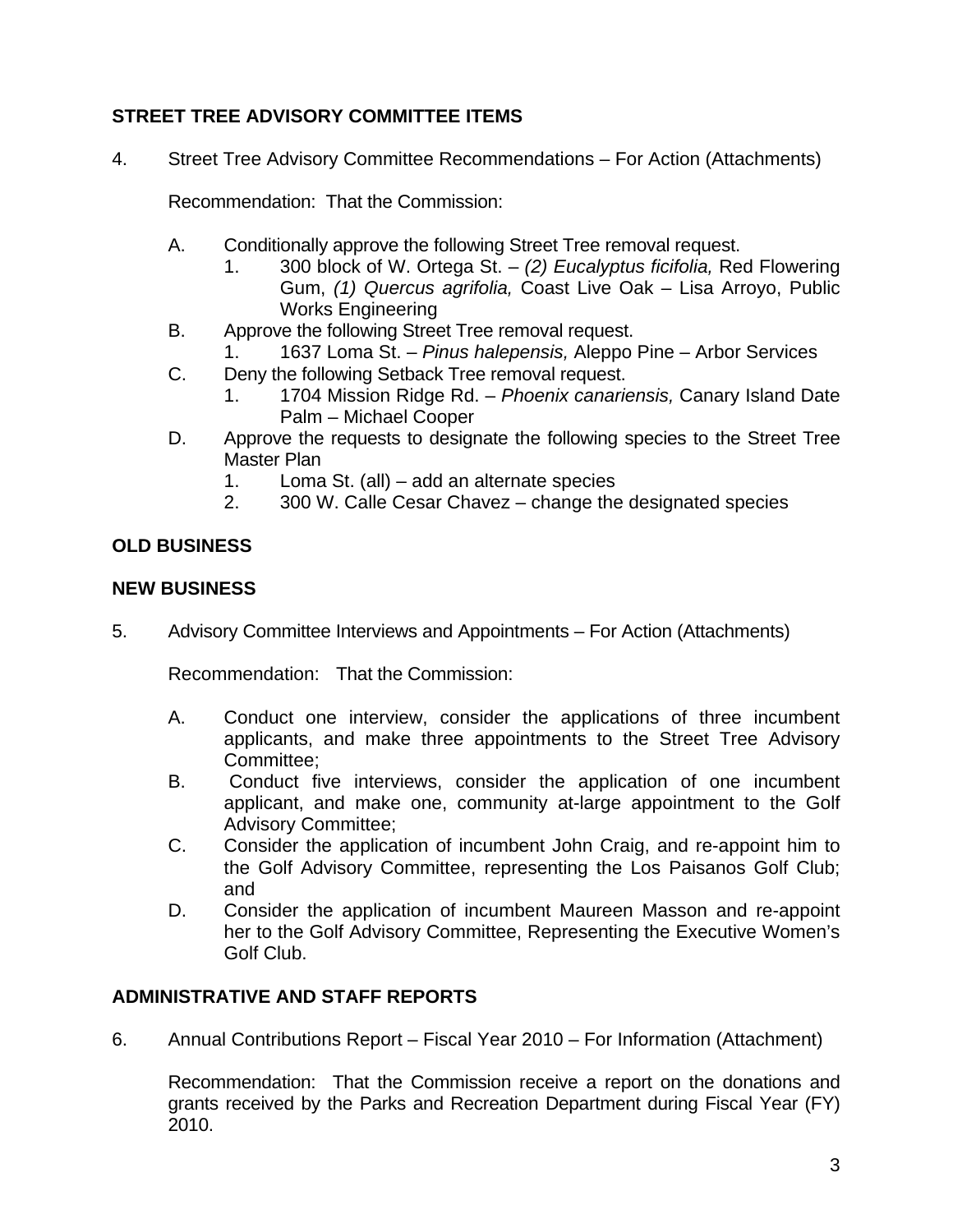**STREET TREE ADVISORY COMMITTEE ITEMS**

4. Street Tree Advisory Committee Recommendations – For Action (Attachments)

   Recommendation: That the Commission:

   A. Conditionally approve the following Street Tree removal request.
      1. 300 block of W. Ortega St. – *(2) Eucalyptus ficifolia,* Red Flowering Gum, *(1) Quercus agrifolia,* Coast Live Oak – Lisa Arroyo, Public Works Engineering
   B. Approve the following Street Tree removal request.
      1. 1637 Loma St. – *Pinus halepensis,* Aleppo Pine – Arbor Services
   C. Deny the following Setback Tree removal request.
      1. 1704 Mission Ridge Rd. – *Phoenix canariensis,* Canary Island Date Palm – Michael Cooper
   D. Approve the requests to designate the following species to the Street Tree Master Plan
      1. Loma St. (all) – add an alternate species
      2. 300 W. Calle Cesar Chavez – change the designated species

**OLD BUSINESS**

**NEW BUSINESS**

5. Advisory Committee Interviews and Appointments – For Action (Attachments)

   Recommendation: That the Commission:

   A. Conduct one interview, consider the applications of three incumbent applicants, and make three appointments to the Street Tree Advisory Committee;
   B. Conduct five interviews, consider the application of one incumbent applicant, and make one, community at-large appointment to the Golf Advisory Committee;
   C. Consider the application of incumbent John Craig, and re-appoint him to the Golf Advisory Committee, representing the Los Paisanos Golf Club; and
   D. Consider the application of incumbent Maureen Masson and re-appoint her to the Golf Advisory Committee, Representing the Executive Women's Golf Club.

**ADMINISTRATIVE AND STAFF REPORTS**

6. Annual Contributions Report – Fiscal Year 2010 – For Information (Attachment)

   Recommendation: That the Commission receive a report on the donations and grants received by the Parks and Recreation Department during Fiscal Year (FY) 2010.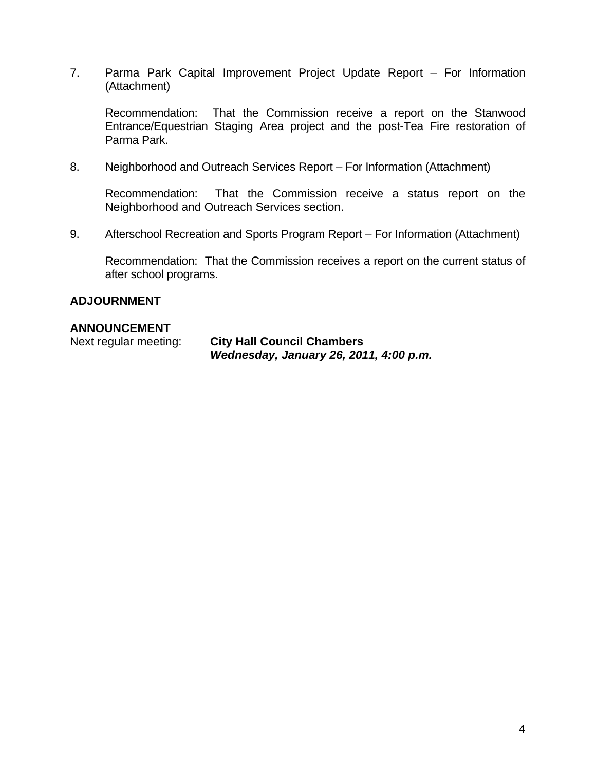7. Parma Park Capital Improvement Project Update Report – For Information (Attachment)

   Recommendation: That the Commission receive a report on the Stanwood Entrance/Equestrian Staging Area project and the post-Tea Fire restoration of Parma Park.

8. Neighborhood and Outreach Services Report – For Information (Attachment)

   Recommendation: That the Commission receive a status report on the Neighborhood and Outreach Services section.

9. Afterschool Recreation and Sports Program Report – For Information (Attachment)

   Recommendation: That the Commission receives a report on the current status of after school programs.

**ADJOURNMENT**

**ANNOUNCEMENT**

Next regular meeting: **City Hall Council Chambers**
***Wednesday, January 26, 2011, 4:00 p.m.***